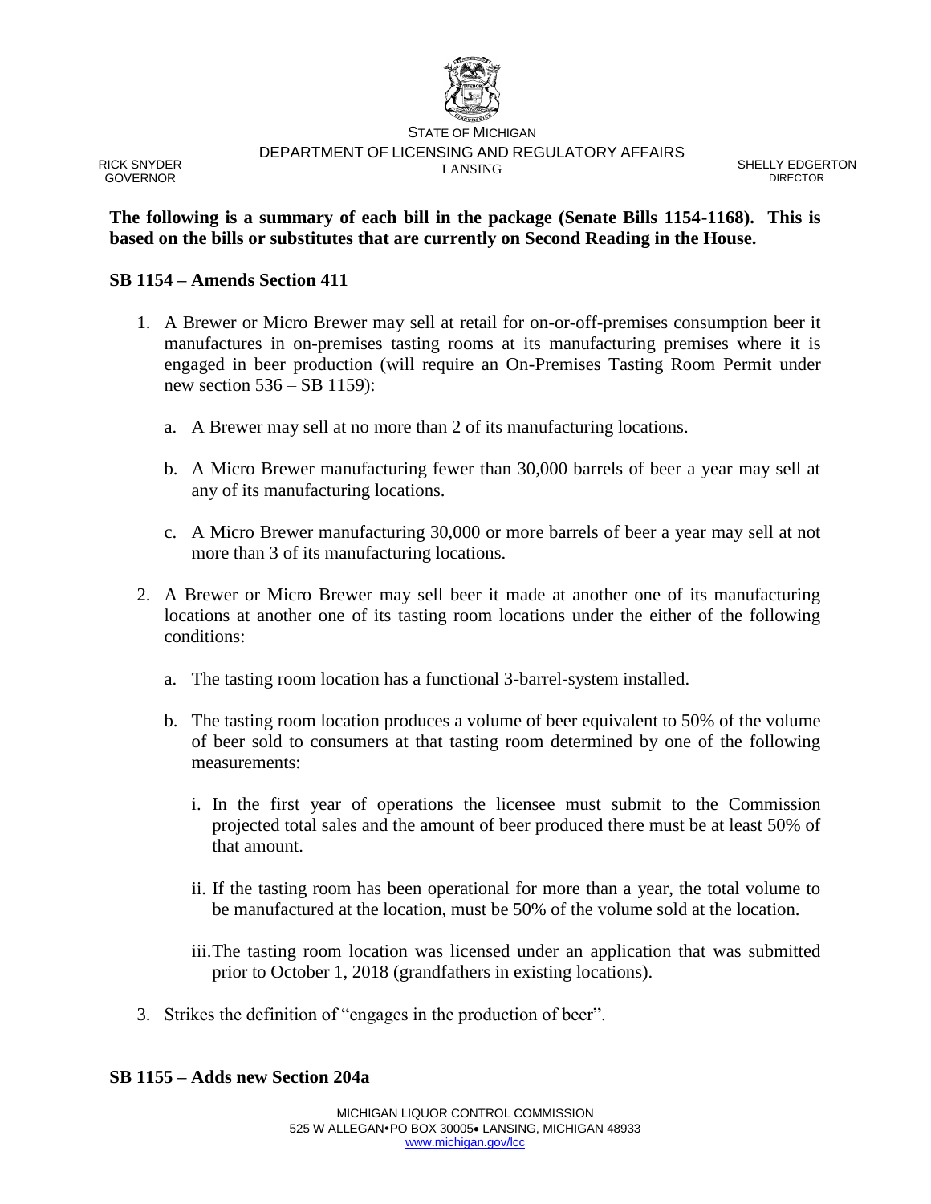STATE OF MICHIGAN
DEPARTMENT OF LICENSING AND REGULATORY AFFAIRS
LANSING

RICK SNYDER
GOVERNOR

SHELLY EDGERTON
DIRECTOR

**The following is a summary of each bill in the package (Senate Bills 1154-1168). This is based on the bills or substitutes that are currently on Second Reading in the House.**

**SB 1154 – Amends Section 411**

1. A Brewer or Micro Brewer may sell at retail for on-or-off-premises consumption beer it manufactures in on-premises tasting rooms at its manufacturing premises where it is engaged in beer production (will require an On-Premises Tasting Room Permit under new section 536 – SB 1159):
   a. A Brewer may sell at no more than 2 of its manufacturing locations.
   b. A Micro Brewer manufacturing fewer than 30,000 barrels of beer a year may sell at any of its manufacturing locations.
   c. A Micro Brewer manufacturing 30,000 or more barrels of beer a year may sell at not more than 3 of its manufacturing locations.
2. A Brewer or Micro Brewer may sell beer it made at another one of its manufacturing locations at another one of its tasting room locations under the either of the following conditions:
   a. The tasting room location has a functional 3-barrel-system installed.
   b. The tasting room location produces a volume of beer equivalent to 50% of the volume of beer sold to consumers at that tasting room determined by one of the following measurements:
      i. In the first year of operations the licensee must submit to the Commission projected total sales and the amount of beer produced there must be at least 50% of that amount.
      ii. If the tasting room has been operational for more than a year, the total volume to be manufactured at the location, must be 50% of the volume sold at the location.
      iii. The tasting room location was licensed under an application that was submitted prior to October 1, 2018 (grandfathers in existing locations).
3. Strikes the definition of "engages in the production of beer".

**SB 1155 – Adds new Section 204a**

MICHIGAN LIQUOR CONTROL COMMISSION
525 W ALLEGAN•PO BOX 30005• LANSING, MICHIGAN 48933
www.michigan.gov/lcc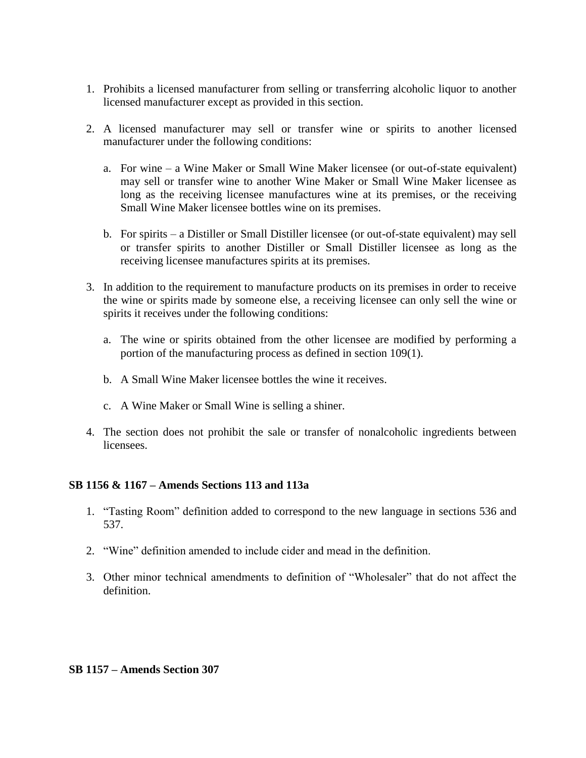1. Prohibits a licensed manufacturer from selling or transferring alcoholic liquor to another licensed manufacturer except as provided in this section.

2. A licensed manufacturer may sell or transfer wine or spirits to another licensed manufacturer under the following conditions:

   a. For wine – a Wine Maker or Small Wine Maker licensee (or out-of-state equivalent) may sell or transfer wine to another Wine Maker or Small Wine Maker licensee as long as the receiving licensee manufactures wine at its premises, or the receiving Small Wine Maker licensee bottles wine on its premises.

   b. For spirits – a Distiller or Small Distiller licensee (or out-of-state equivalent) may sell or transfer spirits to another Distiller or Small Distiller licensee as long as the receiving licensee manufactures spirits at its premises.

3. In addition to the requirement to manufacture products on its premises in order to receive the wine or spirits made by someone else, a receiving licensee can only sell the wine or spirits it receives under the following conditions:

   a. The wine or spirits obtained from the other licensee are modified by performing a portion of the manufacturing process as defined in section 109(1).

   b. A Small Wine Maker licensee bottles the wine it receives.

   c. A Wine Maker or Small Wine is selling a shiner.

4. The section does not prohibit the sale or transfer of nonalcoholic ingredients between licensees.

**SB 1156 & 1167 – Amends Sections 113 and 113a**

1. "Tasting Room" definition added to correspond to the new language in sections 536 and 537.

2. "Wine" definition amended to include cider and mead in the definition.

3. Other minor technical amendments to definition of "Wholesaler" that do not affect the definition.

**SB 1157 – Amends Section 307**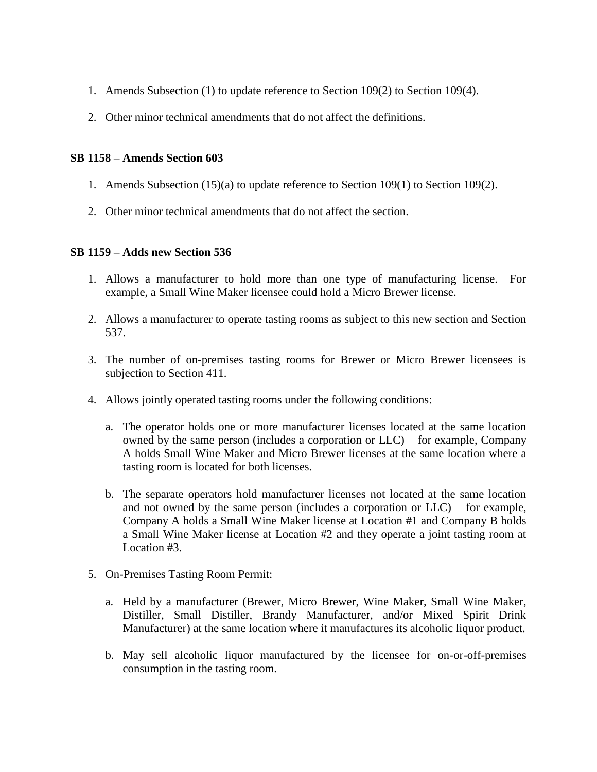1. Amends Subsection (1) to update reference to Section 109(2) to Section 109(4).

2. Other minor technical amendments that do not affect the definitions.

**SB 1158 – Amends Section 603**

1. Amends Subsection (15)(a) to update reference to Section 109(1) to Section 109(2).

2. Other minor technical amendments that do not affect the section.

**SB 1159 – Adds new Section 536**

1. Allows a manufacturer to hold more than one type of manufacturing license. For example, a Small Wine Maker licensee could hold a Micro Brewer license.

2. Allows a manufacturer to operate tasting rooms as subject to this new section and Section 537.

3. The number of on-premises tasting rooms for Brewer or Micro Brewer licensees is subjection to Section 411.

4. Allows jointly operated tasting rooms under the following conditions:

   a. The operator holds one or more manufacturer licenses located at the same location owned by the same person (includes a corporation or LLC) – for example, Company A holds Small Wine Maker and Micro Brewer licenses at the same location where a tasting room is located for both licenses.

   b. The separate operators hold manufacturer licenses not located at the same location and not owned by the same person (includes a corporation or LLC) – for example, Company A holds a Small Wine Maker license at Location #1 and Company B holds a Small Wine Maker license at Location #2 and they operate a joint tasting room at Location #3.

5. On-Premises Tasting Room Permit:

   a. Held by a manufacturer (Brewer, Micro Brewer, Wine Maker, Small Wine Maker, Distiller, Small Distiller, Brandy Manufacturer, and/or Mixed Spirit Drink Manufacturer) at the same location where it manufactures its alcoholic liquor product.

   b. May sell alcoholic liquor manufactured by the licensee for on-or-off-premises consumption in the tasting room.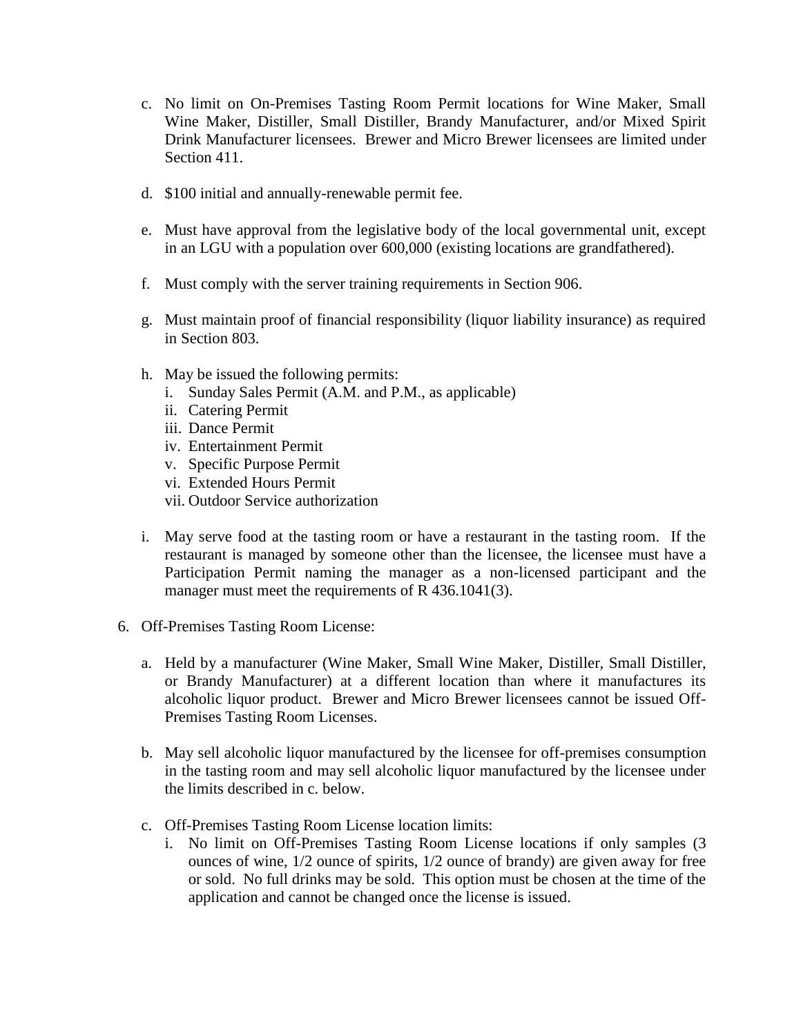c. No limit on On-Premises Tasting Room Permit locations for Wine Maker, Small Wine Maker, Distiller, Small Distiller, Brandy Manufacturer, and/or Mixed Spirit Drink Manufacturer licensees. Brewer and Micro Brewer licensees are limited under Section 411.

d. $100 initial and annually-renewable permit fee.

e. Must have approval from the legislative body of the local governmental unit, except in an LGU with a population over 600,000 (existing locations are grandfathered).

f. Must comply with the server training requirements in Section 906.

g. Must maintain proof of financial responsibility (liquor liability insurance) as required in Section 803.

h. May be issued the following permits:
   i. Sunday Sales Permit (A.M. and P.M., as applicable)
   ii. Catering Permit
   iii. Dance Permit
   iv. Entertainment Permit
   v. Specific Purpose Permit
   vi. Extended Hours Permit
   vii. Outdoor Service authorization

i. May serve food at the tasting room or have a restaurant in the tasting room. If the restaurant is managed by someone other than the licensee, the licensee must have a Participation Permit naming the manager as a non-licensed participant and the manager must meet the requirements of R 436.1041(3).

6. Off-Premises Tasting Room License:

   a. Held by a manufacturer (Wine Maker, Small Wine Maker, Distiller, Small Distiller, or Brandy Manufacturer) at a different location than where it manufactures its alcoholic liquor product. Brewer and Micro Brewer licensees cannot be issued Off-Premises Tasting Room Licenses.

   b. May sell alcoholic liquor manufactured by the licensee for off-premises consumption in the tasting room and may sell alcoholic liquor manufactured by the licensee under the limits described in c. below.

   c. Off-Premises Tasting Room License location limits:
      i. No limit on Off-Premises Tasting Room License locations if only samples (3 ounces of wine, 1/2 ounce of spirits, 1/2 ounce of brandy) are given away for free or sold. No full drinks may be sold. This option must be chosen at the time of the application and cannot be changed once the license is issued.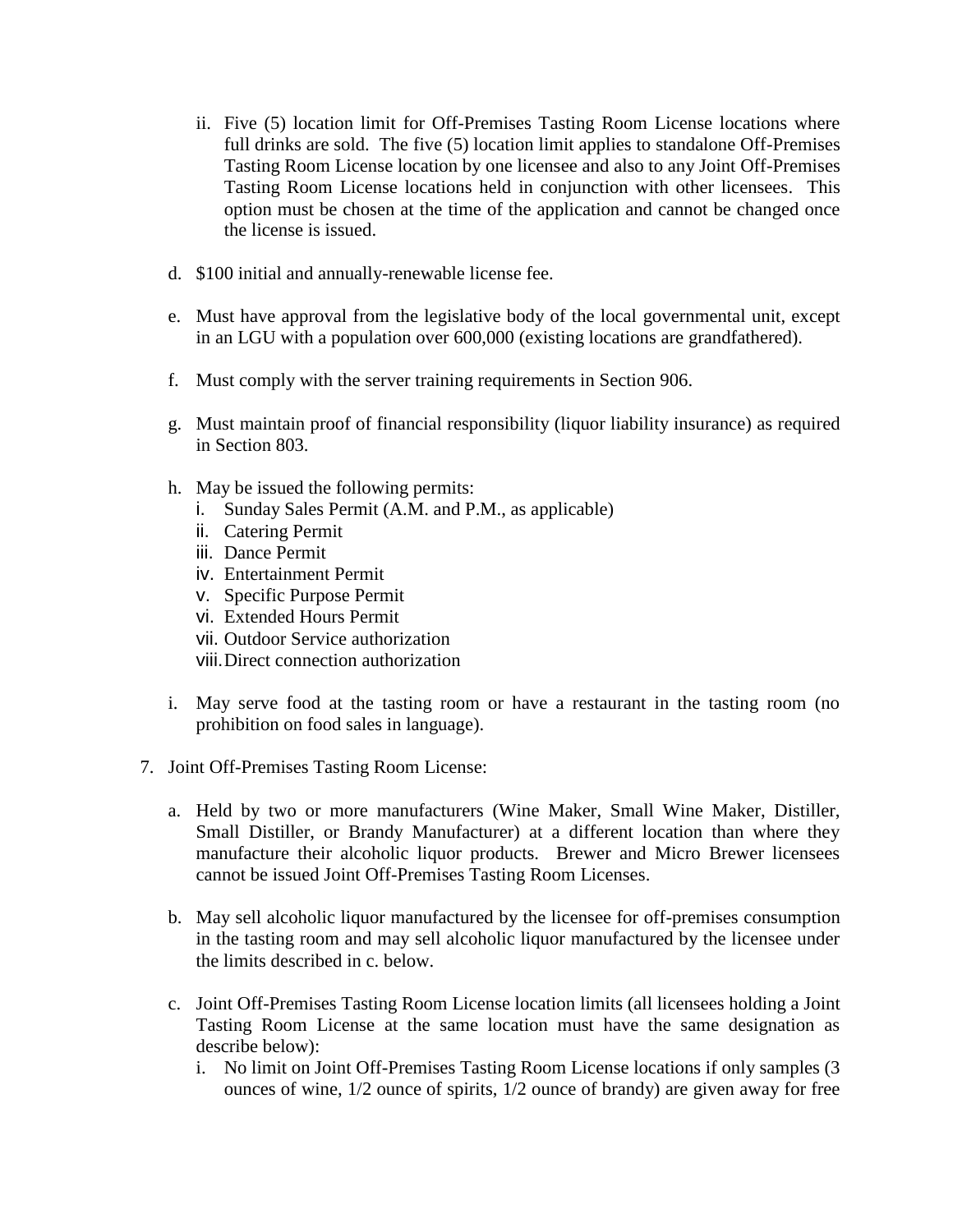ii. Five (5) location limit for Off-Premises Tasting Room License locations where full drinks are sold. The five (5) location limit applies to standalone Off-Premises Tasting Room License location by one licensee and also to any Joint Off-Premises Tasting Room License locations held in conjunction with other licensees. This option must be chosen at the time of the application and cannot be changed once the license is issued.

d. $100 initial and annually-renewable license fee.

e. Must have approval from the legislative body of the local governmental unit, except in an LGU with a population over 600,000 (existing locations are grandfathered).

f. Must comply with the server training requirements in Section 906.

g. Must maintain proof of financial responsibility (liquor liability insurance) as required in Section 803.

h. May be issued the following permits:
   i. Sunday Sales Permit (A.M. and P.M., as applicable)
   ii. Catering Permit
   iii. Dance Permit
   iv. Entertainment Permit
   v. Specific Purpose Permit
   vi. Extended Hours Permit
   vii. Outdoor Service authorization
   viii. Direct connection authorization

i. May serve food at the tasting room or have a restaurant in the tasting room (no prohibition on food sales in language).

7. Joint Off-Premises Tasting Room License:

   a. Held by two or more manufacturers (Wine Maker, Small Wine Maker, Distiller, Small Distiller, or Brandy Manufacturer) at a different location than where they manufacture their alcoholic liquor products. Brewer and Micro Brewer licensees cannot be issued Joint Off-Premises Tasting Room Licenses.

   b. May sell alcoholic liquor manufactured by the licensee for off-premises consumption in the tasting room and may sell alcoholic liquor manufactured by the licensee under the limits described in c. below.

   c. Joint Off-Premises Tasting Room License location limits (all licensees holding a Joint Tasting Room License at the same location must have the same designation as describe below):
      i. No limit on Joint Off-Premises Tasting Room License locations if only samples (3 ounces of wine, 1/2 ounce of spirits, 1/2 ounce of brandy) are given away for free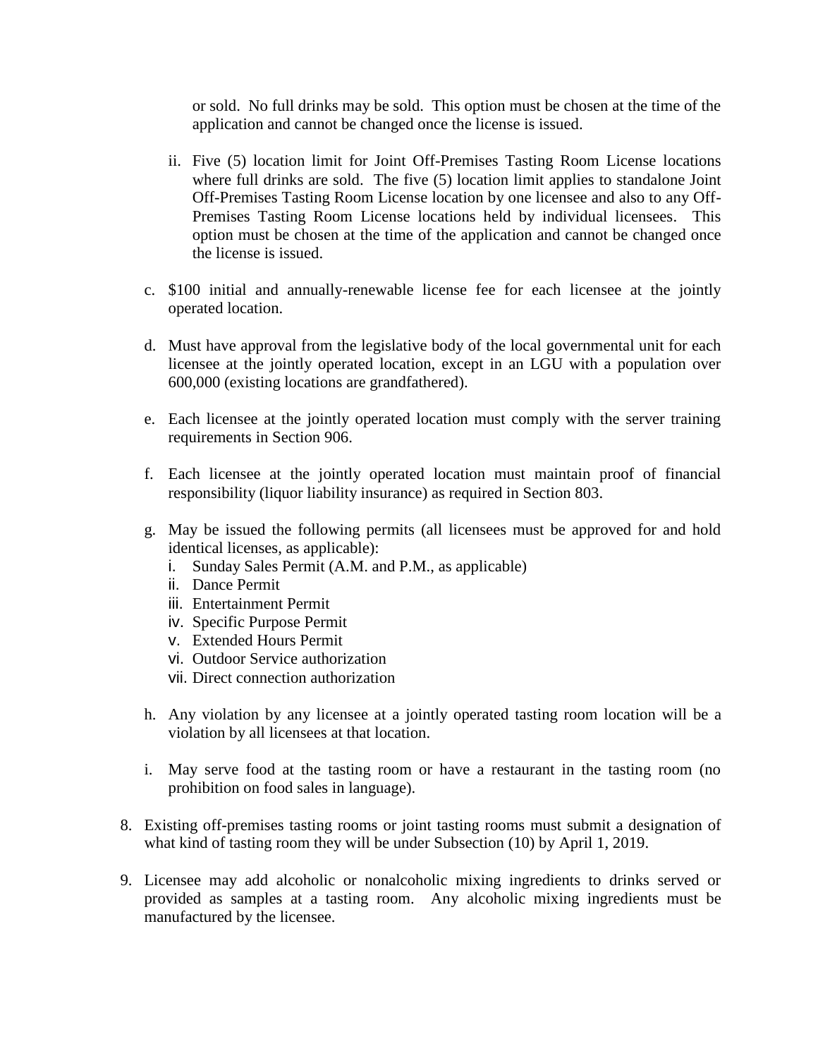or sold. No full drinks may be sold. This option must be chosen at the time of the application and cannot be changed once the license is issued.

ii. Five (5) location limit for Joint Off-Premises Tasting Room License locations where full drinks are sold. The five (5) location limit applies to standalone Joint Off-Premises Tasting Room License location by one licensee and also to any Off-Premises Tasting Room License locations held by individual licensees. This option must be chosen at the time of the application and cannot be changed once the license is issued.

c. $100 initial and annually-renewable license fee for each licensee at the jointly operated location.

d. Must have approval from the legislative body of the local governmental unit for each licensee at the jointly operated location, except in an LGU with a population over 600,000 (existing locations are grandfathered).

e. Each licensee at the jointly operated location must comply with the server training requirements in Section 906.

f. Each licensee at the jointly operated location must maintain proof of financial responsibility (liquor liability insurance) as required in Section 803.

g. May be issued the following permits (all licensees must be approved for and hold identical licenses, as applicable):
   i. Sunday Sales Permit (A.M. and P.M., as applicable)
   ii. Dance Permit
   iii. Entertainment Permit
   iv. Specific Purpose Permit
   v. Extended Hours Permit
   vi. Outdoor Service authorization
   vii. Direct connection authorization

h. Any violation by any licensee at a jointly operated tasting room location will be a violation by all licensees at that location.

i. May serve food at the tasting room or have a restaurant in the tasting room (no prohibition on food sales in language).

8. Existing off-premises tasting rooms or joint tasting rooms must submit a designation of what kind of tasting room they will be under Subsection (10) by April 1, 2019.

9. Licensee may add alcoholic or nonalcoholic mixing ingredients to drinks served or provided as samples at a tasting room. Any alcoholic mixing ingredients must be manufactured by the licensee.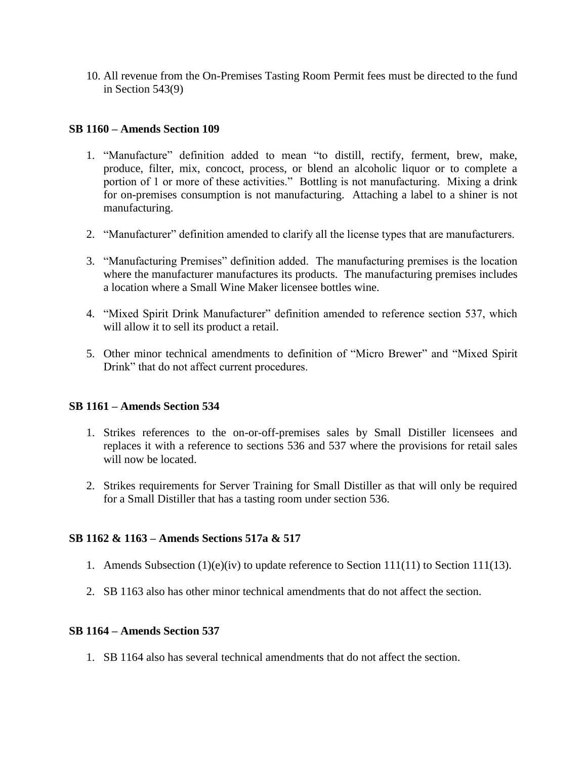10. All revenue from the On-Premises Tasting Room Permit fees must be directed to the fund in Section 543(9)

**SB 1160 – Amends Section 109**

1. "Manufacture" definition added to mean "to distill, rectify, ferment, brew, make, produce, filter, mix, concoct, process, or blend an alcoholic liquor or to complete a portion of 1 or more of these activities." Bottling is not manufacturing. Mixing a drink for on-premises consumption is not manufacturing. Attaching a label to a shiner is not manufacturing.

2. "Manufacturer" definition amended to clarify all the license types that are manufacturers.

3. "Manufacturing Premises" definition added. The manufacturing premises is the location where the manufacturer manufactures its products. The manufacturing premises includes a location where a Small Wine Maker licensee bottles wine.

4. "Mixed Spirit Drink Manufacturer" definition amended to reference section 537, which will allow it to sell its product a retail.

5. Other minor technical amendments to definition of "Micro Brewer" and "Mixed Spirit Drink" that do not affect current procedures.

**SB 1161 – Amends Section 534**

1. Strikes references to the on-or-off-premises sales by Small Distiller licensees and replaces it with a reference to sections 536 and 537 where the provisions for retail sales will now be located.

2. Strikes requirements for Server Training for Small Distiller as that will only be required for a Small Distiller that has a tasting room under section 536.

**SB 1162 & 1163 – Amends Sections 517a & 517**

1. Amends Subsection (1)(e)(iv) to update reference to Section 111(11) to Section 111(13).

2. SB 1163 also has other minor technical amendments that do not affect the section.

**SB 1164 – Amends Section 537**

1. SB 1164 also has several technical amendments that do not affect the section.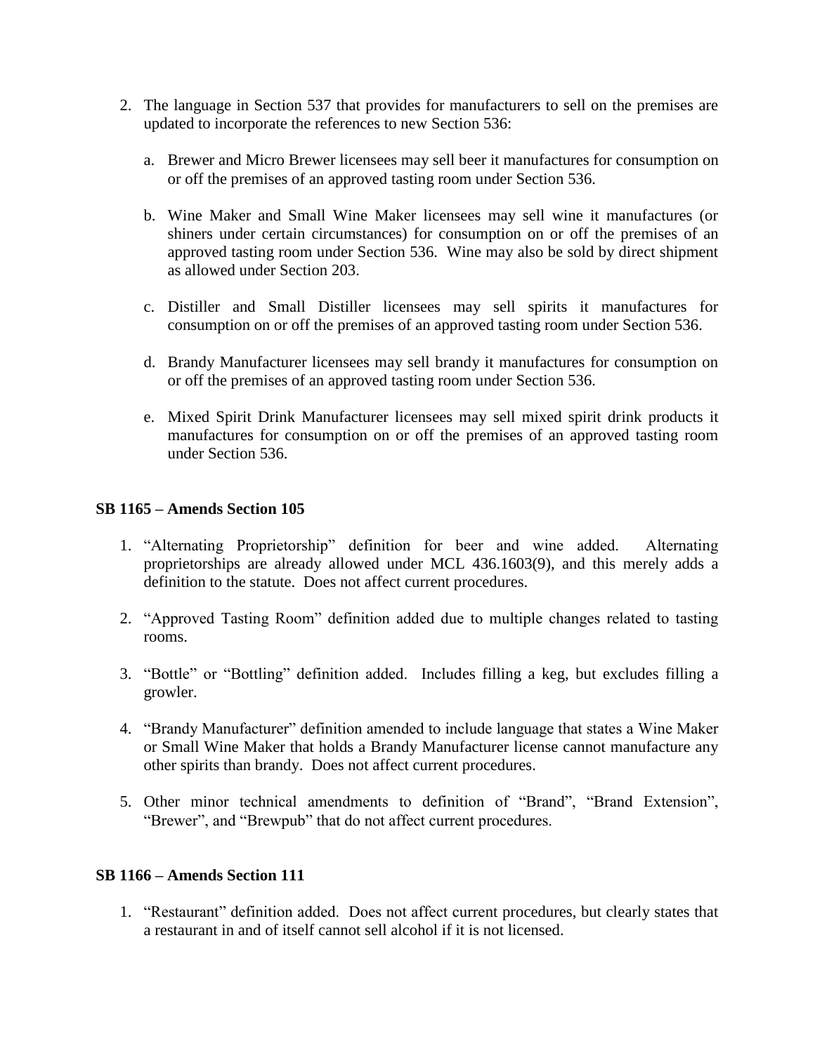2. The language in Section 537 that provides for manufacturers to sell on the premises are updated to incorporate the references to new Section 536:

   a. Brewer and Micro Brewer licensees may sell beer it manufactures for consumption on or off the premises of an approved tasting room under Section 536.

   b. Wine Maker and Small Wine Maker licensees may sell wine it manufactures (or shiners under certain circumstances) for consumption on or off the premises of an approved tasting room under Section 536. Wine may also be sold by direct shipment as allowed under Section 203.

   c. Distiller and Small Distiller licensees may sell spirits it manufactures for consumption on or off the premises of an approved tasting room under Section 536.

   d. Brandy Manufacturer licensees may sell brandy it manufactures for consumption on or off the premises of an approved tasting room under Section 536.

   e. Mixed Spirit Drink Manufacturer licensees may sell mixed spirit drink products it manufactures for consumption on or off the premises of an approved tasting room under Section 536.

**SB 1165 – Amends Section 105**

1. "Alternating Proprietorship" definition for beer and wine added. Alternating proprietorships are already allowed under MCL 436.1603(9), and this merely adds a definition to the statute. Does not affect current procedures.

2. "Approved Tasting Room" definition added due to multiple changes related to tasting rooms.

3. "Bottle" or "Bottling" definition added. Includes filling a keg, but excludes filling a growler.

4. "Brandy Manufacturer" definition amended to include language that states a Wine Maker or Small Wine Maker that holds a Brandy Manufacturer license cannot manufacture any other spirits than brandy. Does not affect current procedures.

5. Other minor technical amendments to definition of "Brand", "Brand Extension", "Brewer", and "Brewpub" that do not affect current procedures.

**SB 1166 – Amends Section 111**

1. "Restaurant" definition added. Does not affect current procedures, but clearly states that a restaurant in and of itself cannot sell alcohol if it is not licensed.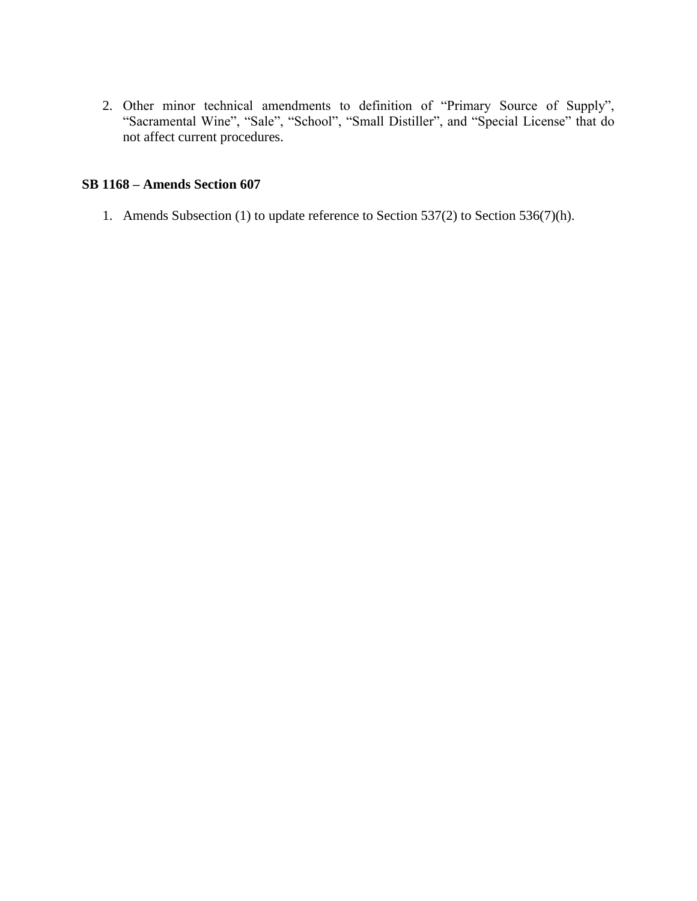2. Other minor technical amendments to definition of “Primary Source of Supply”, “Sacramental Wine”, “Sale”, “School”, “Small Distiller”, and “Special License” that do not affect current procedures.

**SB 1168 – Amends Section 607**

1. Amends Subsection (1) to update reference to Section 537(2) to Section 536(7)(h).